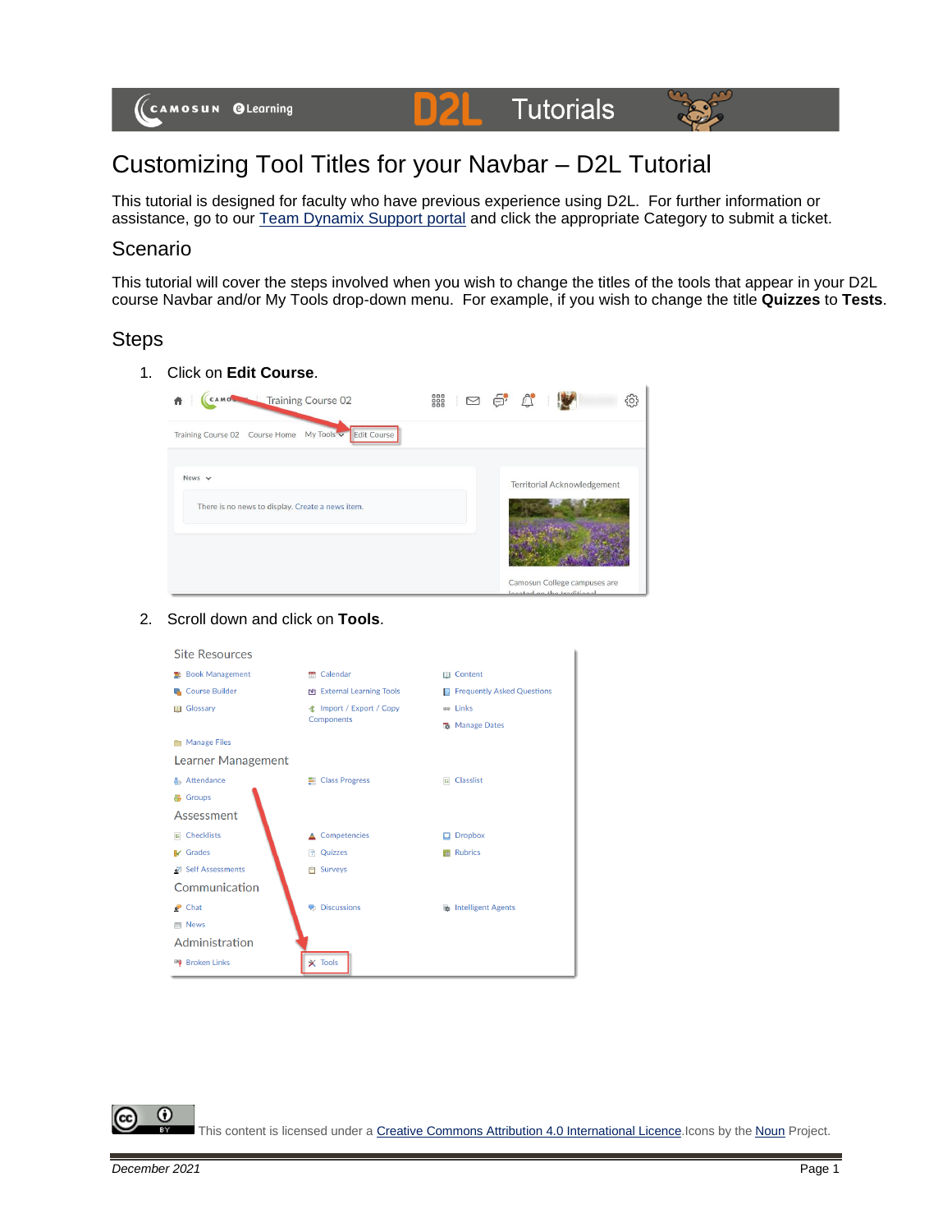# Customizing Tool Titles for your Navbar – D2L Tutorial

This tutorial is designed for faculty who have previous experience using D2L. For further information or assistance, go to our Team Dynamix Support portal and click the appropriate Category to submit a ticket.

## Scenario

This tutorial will cover the steps involved when you wish to change the titles of the tools that appear in your D2L course Navbar and/or My Tools drop-down menu. For example, if you wish to change the title **Quizzes** to **Tests**.

## Steps

1. Click on **Edit Course**.

2. Scroll down and click on **Tools**.

This content is licensed under a Creative Commons Attribution 4.0 International Licence. Icons by the Noun Project.

*December 2021*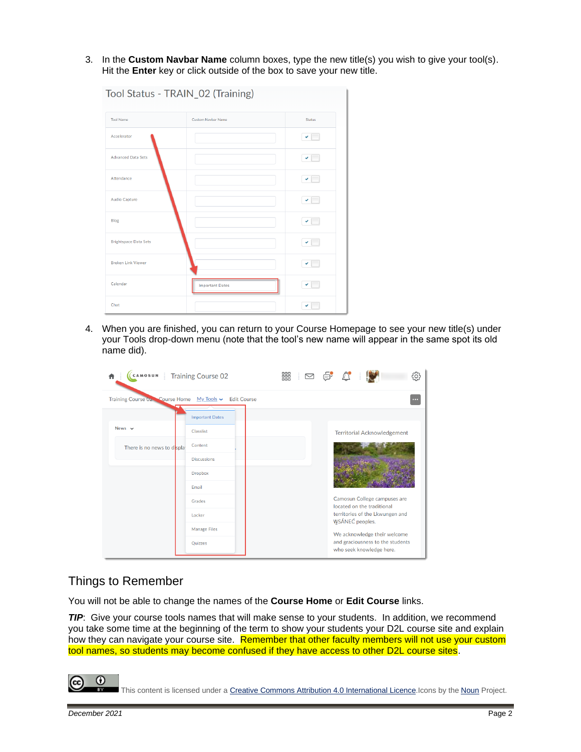3. In the **Custom Navbar Name** column boxes, type the new title(s) you wish to give your tool(s). Hit the **Enter** key or click outside of the box to save your new title.

4. When you are finished, you can return to your Course Homepage to see your new title(s) under your Tools drop-down menu (note that the tool's new name will appear in the same spot its old name did).

## Things to Remember

You will not be able to change the names of the **Course Home** or **Edit Course** links.

***TIP***: Give your course tools names that will make sense to your students. In addition, we recommend you take some time at the beginning of the term to show your students your D2L course site and explain how they can navigate your course site. Remember that other faculty members will not use your custom tool names, so students may become confused if they have access to other D2L course sites.

This content is licensed under a Creative Commons Attribution 4.0 International Licence. Icons by the Noun Project.

December 2021